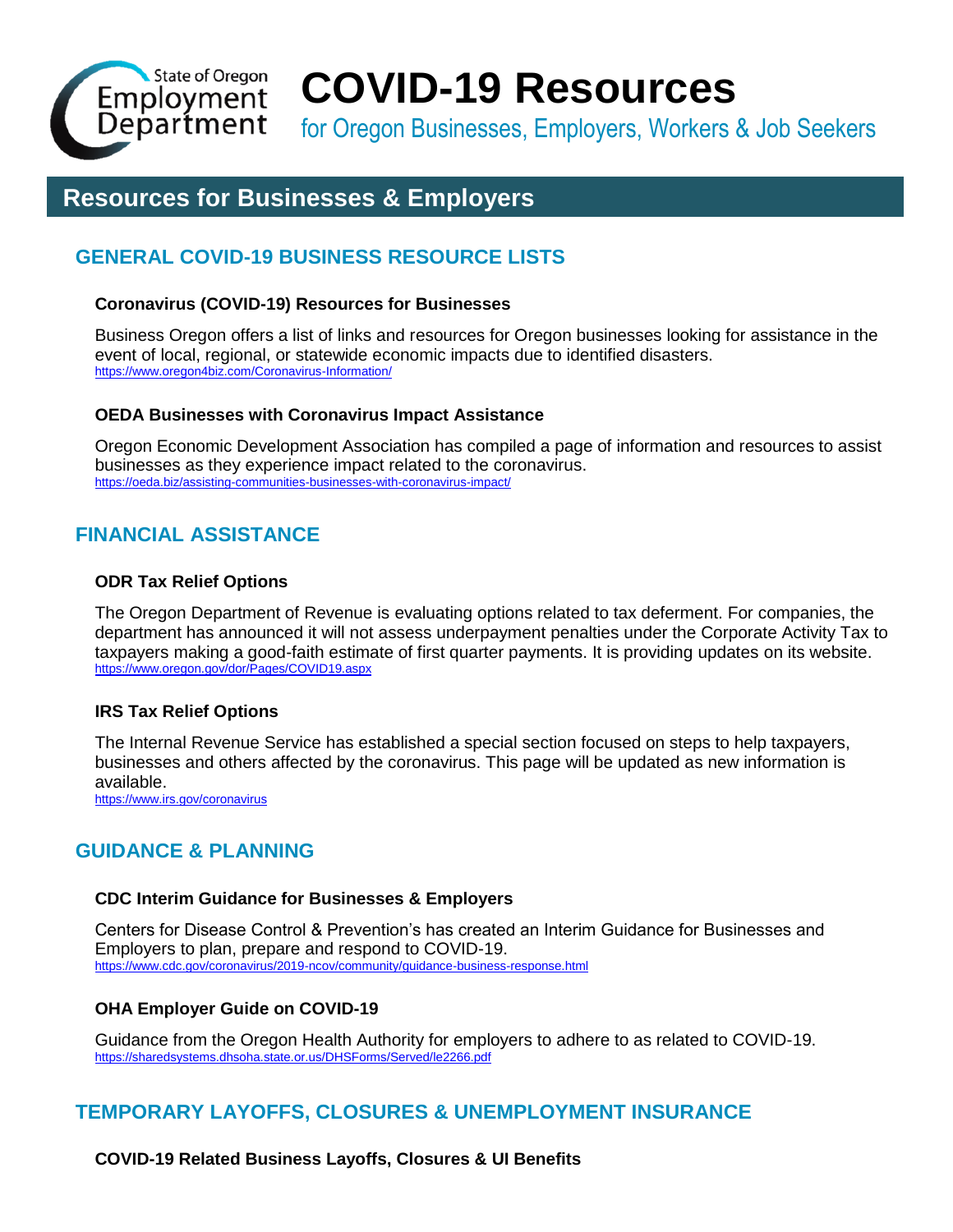State of Oregon Employment Department

# COVID-19 Resources

for Oregon Businesses, Employers, Workers & Job Seekers

## Resources for Businesses & Employers

### GENERAL COVID-19 BUSINESS RESOURCE LISTS

**Coronavirus (COVID-19) Resources for Businesses**

Business Oregon offers a list of links and resources for Oregon businesses looking for assistance in the event of local, regional, or statewide economic impacts due to identified disasters.
https://www.oregon4biz.com/Coronavirus-Information/

**OEDA Businesses with Coronavirus Impact Assistance**

Oregon Economic Development Association has compiled a page of information and resources to assist businesses as they experience impact related to the coronavirus.
https://oeda.biz/assisting-communities-businesses-with-coronavirus-impact/

### FINANCIAL ASSISTANCE

**ODR Tax Relief Options**

The Oregon Department of Revenue is evaluating options related to tax deferment. For companies, the department has announced it will not assess underpayment penalties under the Corporate Activity Tax to taxpayers making a good-faith estimate of first quarter payments. It is providing updates on its website.
https://www.oregon.gov/dor/Pages/COVID19.aspx

**IRS Tax Relief Options**

The Internal Revenue Service has established a special section focused on steps to help taxpayers, businesses and others affected by the coronavirus. This page will be updated as new information is available.
https://www.irs.gov/coronavirus

### GUIDANCE & PLANNING

**CDC Interim Guidance for Businesses & Employers**

Centers for Disease Control & Prevention's has created an Interim Guidance for Businesses and Employers to plan, prepare and respond to COVID-19.
https://www.cdc.gov/coronavirus/2019-ncov/community/guidance-business-response.html

**OHA Employer Guide on COVID-19**

Guidance from the Oregon Health Authority for employers to adhere to as related to COVID-19.
https://sharedsystems.dhsoha.state.or.us/DHSForms/Served/le2266.pdf

### TEMPORARY LAYOFFS, CLOSURES & UNEMPLOYMENT INSURANCE

**COVID-19 Related Business Layoffs, Closures & UI Benefits**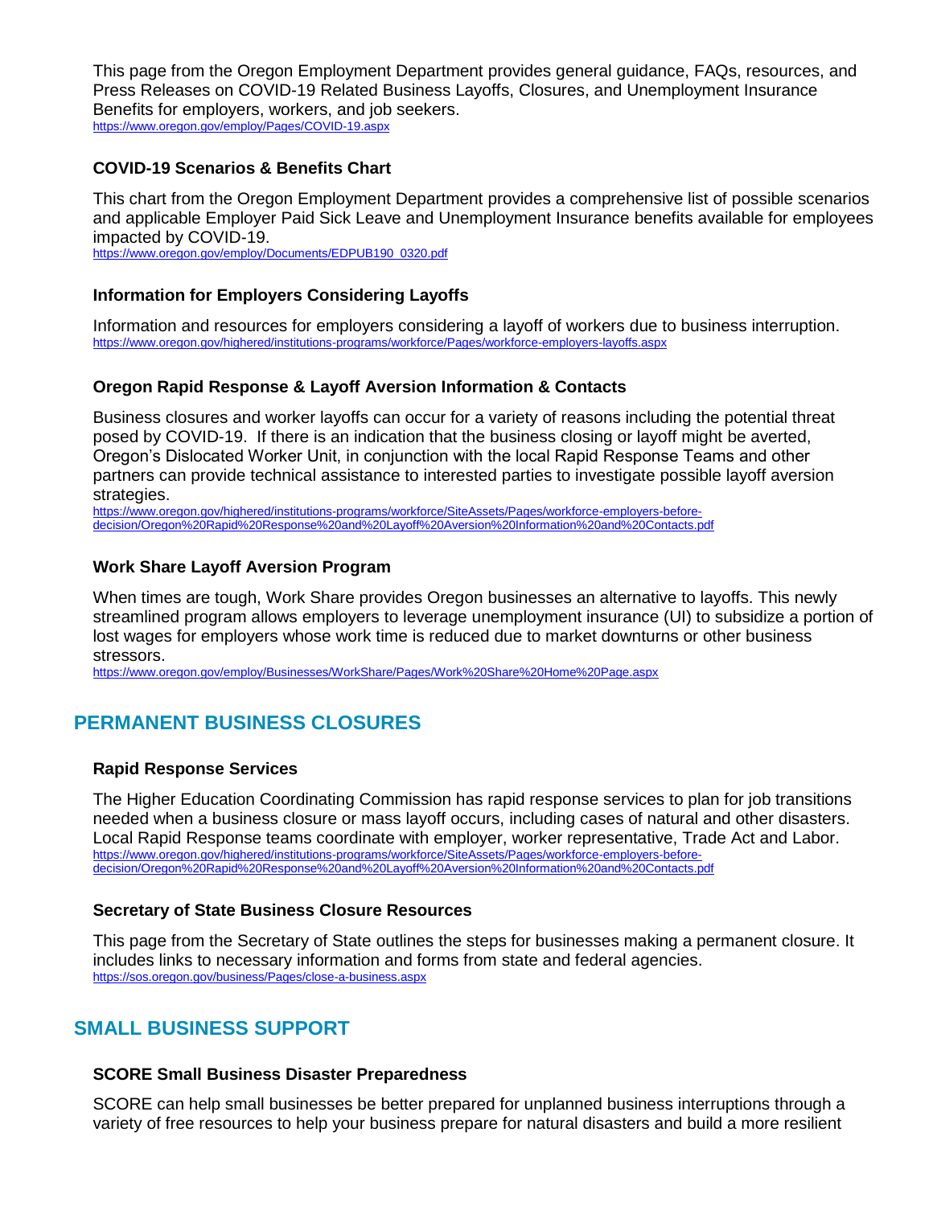This page from the Oregon Employment Department provides general guidance, FAQs, resources, and Press Releases on COVID-19 Related Business Layoffs, Closures, and Unemployment Insurance Benefits for employers, workers, and job seekers.
https://www.oregon.gov/employ/Pages/COVID-19.aspx

### COVID-19 Scenarios & Benefits Chart

This chart from the Oregon Employment Department provides a comprehensive list of possible scenarios and applicable Employer Paid Sick Leave and Unemployment Insurance benefits available for employees impacted by COVID-19.
https://www.oregon.gov/employ/Documents/EDPUB190_0320.pdf

### Information for Employers Considering Layoffs

Information and resources for employers considering a layoff of workers due to business interruption.
https://www.oregon.gov/highered/institutions-programs/workforce/Pages/workforce-employers-layoffs.aspx

### Oregon Rapid Response & Layoff Aversion Information & Contacts

Business closures and worker layoffs can occur for a variety of reasons including the potential threat posed by COVID-19. If there is an indication that the business closing or layoff might be averted, Oregon's Dislocated Worker Unit, in conjunction with the local Rapid Response Teams and other partners can provide technical assistance to interested parties to investigate possible layoff aversion strategies.
https://www.oregon.gov/highered/institutions-programs/workforce/SiteAssets/Pages/workforce-employers-before-decision/Oregon%20Rapid%20Response%20and%20Layoff%20Aversion%20Information%20and%20Contacts.pdf

### Work Share Layoff Aversion Program

When times are tough, Work Share provides Oregon businesses an alternative to layoffs. This newly streamlined program allows employers to leverage unemployment insurance (UI) to subsidize a portion of lost wages for employers whose work time is reduced due to market downturns or other business stressors.
https://www.oregon.gov/employ/Businesses/WorkShare/Pages/Work%20Share%20Home%20Page.aspx

## PERMANENT BUSINESS CLOSURES

### Rapid Response Services

The Higher Education Coordinating Commission has rapid response services to plan for job transitions needed when a business closure or mass layoff occurs, including cases of natural and other disasters. Local Rapid Response teams coordinate with employer, worker representative, Trade Act and Labor.
https://www.oregon.gov/highered/institutions-programs/workforce/SiteAssets/Pages/workforce-employers-before-decision/Oregon%20Rapid%20Response%20and%20Layoff%20Aversion%20Information%20and%20Contacts.pdf

### Secretary of State Business Closure Resources

This page from the Secretary of State outlines the steps for businesses making a permanent closure. It includes links to necessary information and forms from state and federal agencies.
https://sos.oregon.gov/business/Pages/close-a-business.aspx

## SMALL BUSINESS SUPPORT

### SCORE Small Business Disaster Preparedness

SCORE can help small businesses be better prepared for unplanned business interruptions through a variety of free resources to help your business prepare for natural disasters and build a more resilient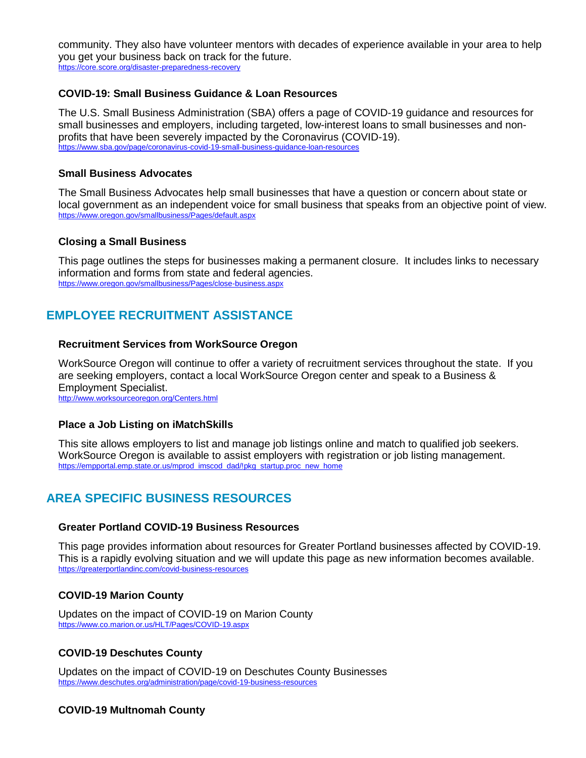community. They also have volunteer mentors with decades of experience available in your area to help you get your business back on track for the future.
https://core.score.org/disaster-preparedness-recovery

### COVID-19: Small Business Guidance & Loan Resources

The U.S. Small Business Administration (SBA) offers a page of COVID-19 guidance and resources for small businesses and employers, including targeted, low-interest loans to small businesses and non-profits that have been severely impacted by the Coronavirus (COVID-19).
https://www.sba.gov/page/coronavirus-covid-19-small-business-guidance-loan-resources

### Small Business Advocates

The Small Business Advocates help small businesses that have a question or concern about state or local government as an independent voice for small business that speaks from an objective point of view.
https://www.oregon.gov/smallbusiness/Pages/default.aspx

### Closing a Small Business

This page outlines the steps for businesses making a permanent closure. It includes links to necessary information and forms from state and federal agencies.
https://www.oregon.gov/smallbusiness/Pages/close-business.aspx

## EMPLOYEE RECRUITMENT ASSISTANCE

### Recruitment Services from WorkSource Oregon

WorkSource Oregon will continue to offer a variety of recruitment services throughout the state. If you are seeking employers, contact a local WorkSource Oregon center and speak to a Business & Employment Specialist.
http://www.worksourceoregon.org/Centers.html

### Place a Job Listing on iMatchSkills

This site allows employers to list and manage job listings online and match to qualified job seekers. WorkSource Oregon is available to assist employers with registration or job listing management.
https://empportal.emp.state.or.us/mprod_imscod_dad/!pkg_startup.proc_new_home

## AREA SPECIFIC BUSINESS RESOURCES

### Greater Portland COVID-19 Business Resources

This page provides information about resources for Greater Portland businesses affected by COVID-19. This is a rapidly evolving situation and we will update this page as new information becomes available.
https://greaterportlandinc.com/covid-business-resources

### COVID-19 Marion County

Updates on the impact of COVID-19 on Marion County
https://www.co.marion.or.us/HLT/Pages/COVID-19.aspx

### COVID-19 Deschutes County

Updates on the impact of COVID-19 on Deschutes County Businesses
https://www.deschutes.org/administration/page/covid-19-business-resources

### COVID-19 Multnomah County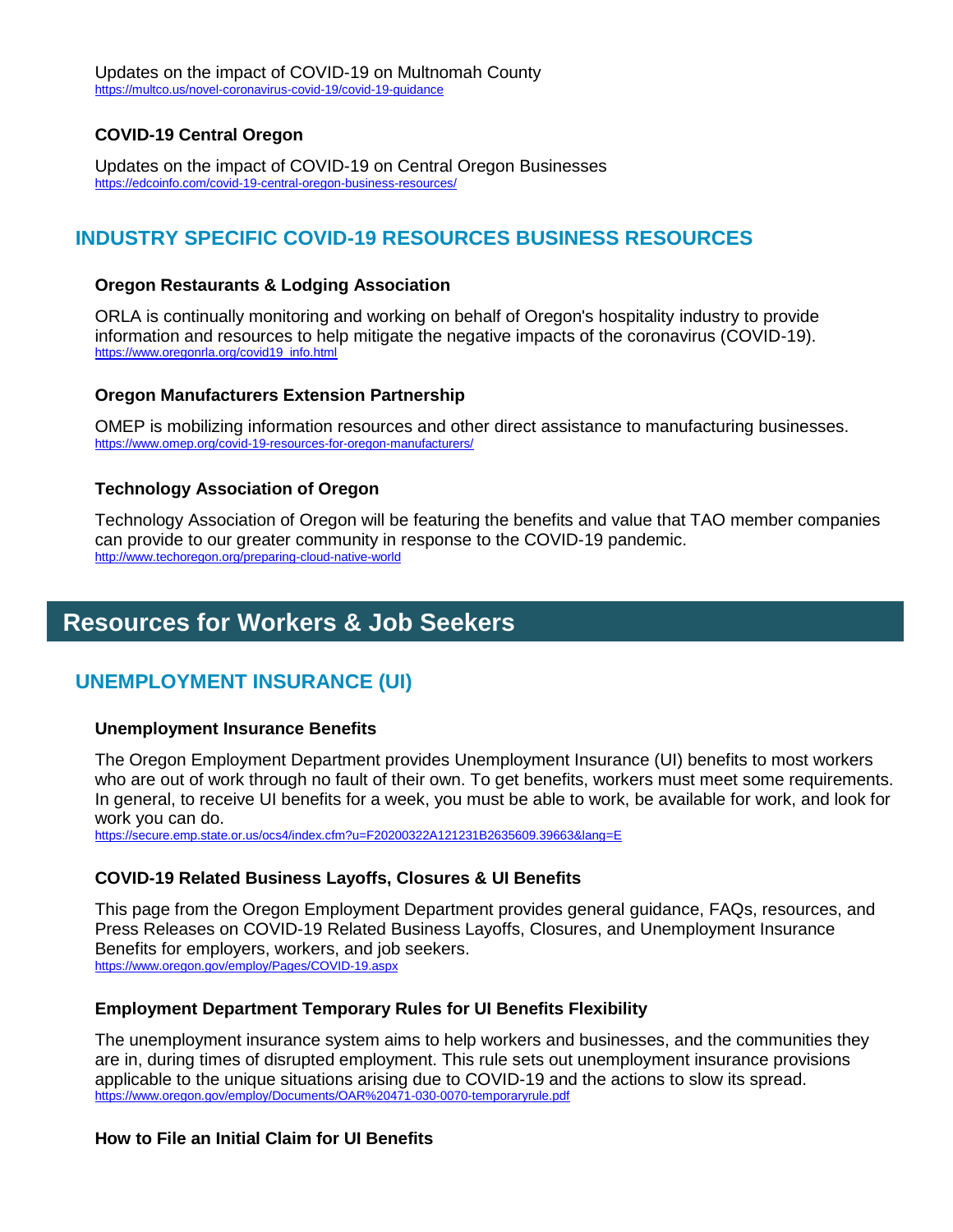Updates on the impact of COVID-19 on Multnomah County
https://multco.us/novel-coronavirus-covid-19/covid-19-guidance

#### COVID-19 Central Oregon

Updates on the impact of COVID-19 on Central Oregon Businesses
https://edcoinfo.com/covid-19-central-oregon-business-resources/

### INDUSTRY SPECIFIC COVID-19 RESOURCES BUSINESS RESOURCES

#### Oregon Restaurants & Lodging Association

ORLA is continually monitoring and working on behalf of Oregon's hospitality industry to provide information and resources to help mitigate the negative impacts of the coronavirus (COVID-19).
https://www.oregonrla.org/covid19_info.html

#### Oregon Manufacturers Extension Partnership

OMEP is mobilizing information resources and other direct assistance to manufacturing businesses.
https://www.omep.org/covid-19-resources-for-oregon-manufacturers/

#### Technology Association of Oregon

Technology Association of Oregon will be featuring the benefits and value that TAO member companies can provide to our greater community in response to the COVID-19 pandemic.
http://www.techoregon.org/preparing-cloud-native-world

## Resources for Workers & Job Seekers

### UNEMPLOYMENT INSURANCE (UI)

#### Unemployment Insurance Benefits

The Oregon Employment Department provides Unemployment Insurance (UI) benefits to most workers who are out of work through no fault of their own. To get benefits, workers must meet some requirements. In general, to receive UI benefits for a week, you must be able to work, be available for work, and look for work you can do.
https://secure.emp.state.or.us/ocs4/index.cfm?u=F20200322A121231B2635609.39663&lang=E

#### COVID-19 Related Business Layoffs, Closures & UI Benefits

This page from the Oregon Employment Department provides general guidance, FAQs, resources, and Press Releases on COVID-19 Related Business Layoffs, Closures, and Unemployment Insurance Benefits for employers, workers, and job seekers.
https://www.oregon.gov/employ/Pages/COVID-19.aspx

#### Employment Department Temporary Rules for UI Benefits Flexibility

The unemployment insurance system aims to help workers and businesses, and the communities they are in, during times of disrupted employment. This rule sets out unemployment insurance provisions applicable to the unique situations arising due to COVID-19 and the actions to slow its spread.
https://www.oregon.gov/employ/Documents/OAR%20471-030-0070-temporaryrule.pdf

#### How to File an Initial Claim for UI Benefits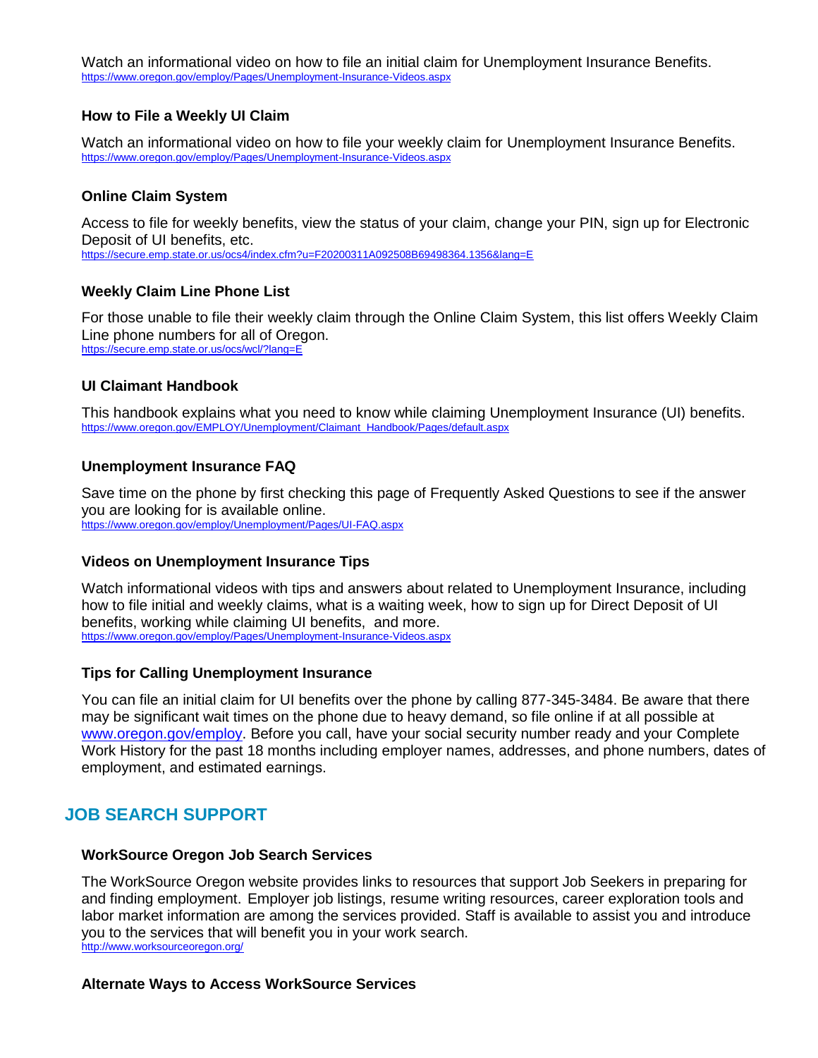Watch an informational video on how to file an initial claim for Unemployment Insurance Benefits.
https://www.oregon.gov/employ/Pages/Unemployment-Insurance-Videos.aspx

### How to File a Weekly UI Claim

Watch an informational video on how to file your weekly claim for Unemployment Insurance Benefits.
https://www.oregon.gov/employ/Pages/Unemployment-Insurance-Videos.aspx

### Online Claim System

Access to file for weekly benefits, view the status of your claim, change your PIN, sign up for Electronic Deposit of UI benefits, etc.
https://secure.emp.state.or.us/ocs4/index.cfm?u=F20200311A092508B69498364.1356&lang=E

### Weekly Claim Line Phone List

For those unable to file their weekly claim through the Online Claim System, this list offers Weekly Claim Line phone numbers for all of Oregon.
https://secure.emp.state.or.us/ocs/wcl/?lang=E

### UI Claimant Handbook

This handbook explains what you need to know while claiming Unemployment Insurance (UI) benefits.
https://www.oregon.gov/EMPLOY/Unemployment/Claimant_Handbook/Pages/default.aspx

### Unemployment Insurance FAQ

Save time on the phone by first checking this page of Frequently Asked Questions to see if the answer you are looking for is available online.
https://www.oregon.gov/employ/Unemployment/Pages/UI-FAQ.aspx

### Videos on Unemployment Insurance Tips

Watch informational videos with tips and answers about related to Unemployment Insurance, including how to file initial and weekly claims, what is a waiting week, how to sign up for Direct Deposit of UI benefits, working while claiming UI benefits, and more.
https://www.oregon.gov/employ/Pages/Unemployment-Insurance-Videos.aspx

### Tips for Calling Unemployment Insurance

You can file an initial claim for UI benefits over the phone by calling 877-345-3484. Be aware that there may be significant wait times on the phone due to heavy demand, so file online if at all possible at www.oregon.gov/employ. Before you call, have your social security number ready and your Complete Work History for the past 18 months including employer names, addresses, and phone numbers, dates of employment, and estimated earnings.

## JOB SEARCH SUPPORT

### WorkSource Oregon Job Search Services

The WorkSource Oregon website provides links to resources that support Job Seekers in preparing for and finding employment. Employer job listings, resume writing resources, career exploration tools and labor market information are among the services provided. Staff is available to assist you and introduce you to the services that will benefit you in your work search.
http://www.worksourceoregon.org/

### Alternate Ways to Access WorkSource Services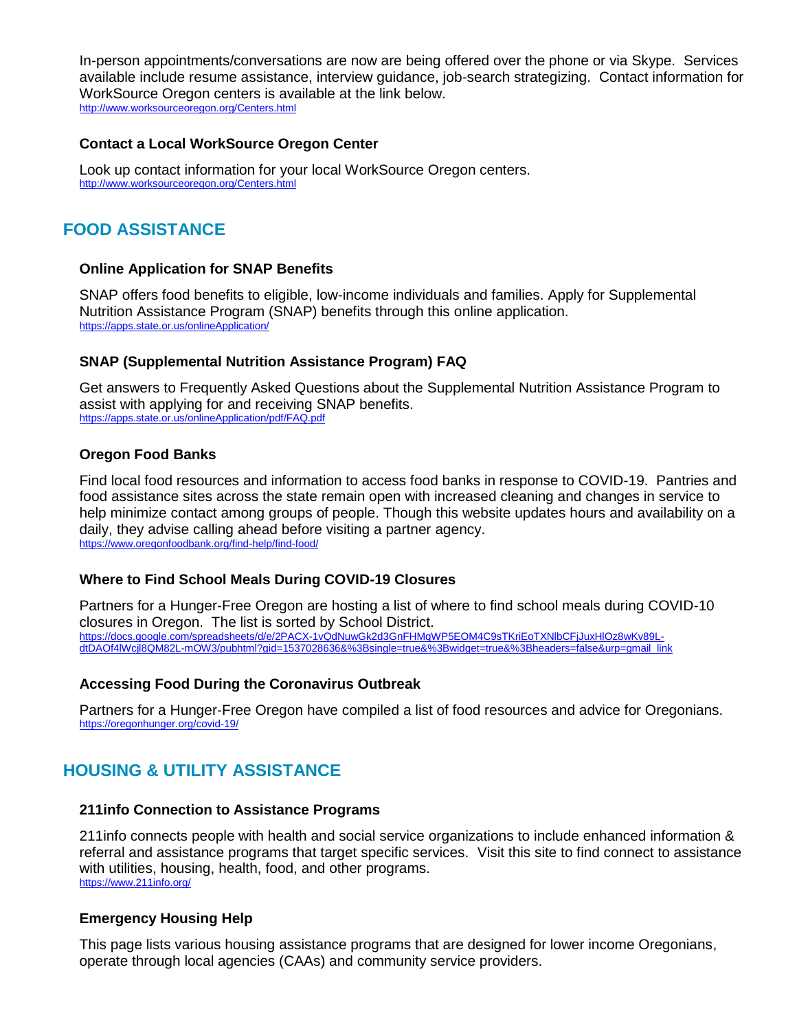In-person appointments/conversations are now are being offered over the phone or via Skype. Services available include resume assistance, interview guidance, job-search strategizing. Contact information for WorkSource Oregon centers is available at the link below.
http://www.worksourceoregon.org/Centers.html

### Contact a Local WorkSource Oregon Center

Look up contact information for your local WorkSource Oregon centers.
http://www.worksourceoregon.org/Centers.html

## FOOD ASSISTANCE

### Online Application for SNAP Benefits

SNAP offers food benefits to eligible, low-income individuals and families. Apply for Supplemental Nutrition Assistance Program (SNAP) benefits through this online application.
https://apps.state.or.us/onlineApplication/

### SNAP (Supplemental Nutrition Assistance Program) FAQ

Get answers to Frequently Asked Questions about the Supplemental Nutrition Assistance Program to assist with applying for and receiving SNAP benefits.
https://apps.state.or.us/onlineApplication/pdf/FAQ.pdf

### Oregon Food Banks

Find local food resources and information to access food banks in response to COVID-19. Pantries and food assistance sites across the state remain open with increased cleaning and changes in service to help minimize contact among groups of people. Though this website updates hours and availability on a daily, they advise calling ahead before visiting a partner agency.
https://www.oregonfoodbank.org/find-help/find-food/

### Where to Find School Meals During COVID-19 Closures

Partners for a Hunger-Free Oregon are hosting a list of where to find school meals during COVID-10 closures in Oregon. The list is sorted by School District.
https://docs.google.com/spreadsheets/d/e/2PACX-1vQdNuwGk2d3GnFHMqWP5EOM4C9sTKriEoTXNlbCFjJuxHlOz8wKv89L-dtDAOf4lWcjl8QM82L-mOW3/pubhtml?gid=1537028636&%3Bsingle=true&%3Bwidget=true&%3Bheaders=false&urp=gmail_link

### Accessing Food During the Coronavirus Outbreak

Partners for a Hunger-Free Oregon have compiled a list of food resources and advice for Oregonians.
https://oregonhunger.org/covid-19/

## HOUSING & UTILITY ASSISTANCE

### 211info Connection to Assistance Programs

211info connects people with health and social service organizations to include enhanced information & referral and assistance programs that target specific services. Visit this site to find connect to assistance with utilities, housing, health, food, and other programs.
https://www.211info.org/

### Emergency Housing Help

This page lists various housing assistance programs that are designed for lower income Oregonians, operate through local agencies (CAAs) and community service providers.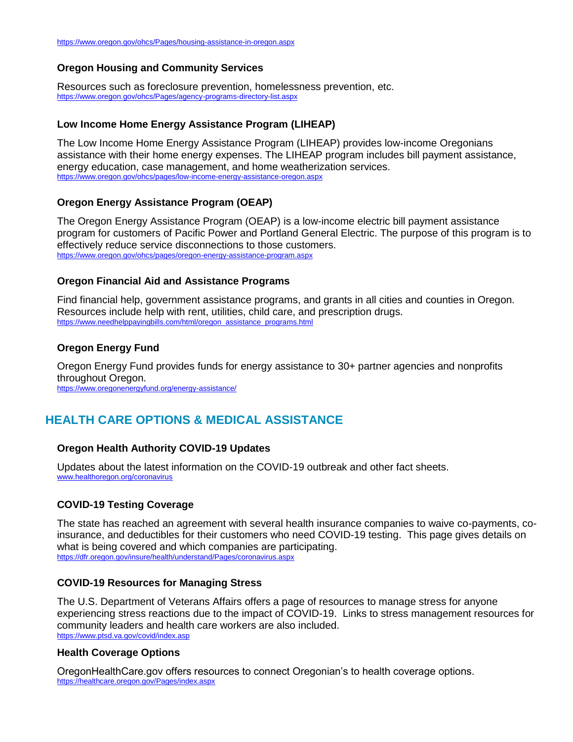https://www.oregon.gov/ohcs/Pages/housing-assistance-in-oregon.aspx

### Oregon Housing and Community Services

Resources such as foreclosure prevention, homelessness prevention, etc.
https://www.oregon.gov/ohcs/Pages/agency-programs-directory-list.aspx

### Low Income Home Energy Assistance Program (LIHEAP)

The Low Income Home Energy Assistance Program (LIHEAP) provides low-income Oregonians assistance with their home energy expenses. The LIHEAP program includes bill payment assistance, energy education, case management, and home weatherization services.
https://www.oregon.gov/ohcs/pages/low-income-energy-assistance-oregon.aspx

### Oregon Energy Assistance Program (OEAP)

The Oregon Energy Assistance Program (OEAP) is a low-income electric bill payment assistance program for customers of Pacific Power and Portland General Electric. The purpose of this program is to effectively reduce service disconnections to those customers.
https://www.oregon.gov/ohcs/pages/oregon-energy-assistance-program.aspx

### Oregon Financial Aid and Assistance Programs

Find financial help, government assistance programs, and grants in all cities and counties in Oregon. Resources include help with rent, utilities, child care, and prescription drugs.
https://www.needhelppayingbills.com/html/oregon_assistance_programs.html

### Oregon Energy Fund

Oregon Energy Fund provides funds for energy assistance to 30+ partner agencies and nonprofits throughout Oregon.
https://www.oregonenergyfund.org/energy-assistance/

## HEALTH CARE OPTIONS & MEDICAL ASSISTANCE

### Oregon Health Authority COVID-19 Updates

Updates about the latest information on the COVID-19 outbreak and other fact sheets.
www.healthoregon.org/coronavirus

### COVID-19 Testing Coverage

The state has reached an agreement with several health insurance companies to waive co-payments, co-insurance, and deductibles for their customers who need COVID-19 testing. This page gives details on what is being covered and which companies are participating.
https://dfr.oregon.gov/insure/health/understand/Pages/coronavirus.aspx

### COVID-19 Resources for Managing Stress

The U.S. Department of Veterans Affairs offers a page of resources to manage stress for anyone experiencing stress reactions due to the impact of COVID-19. Links to stress management resources for community leaders and health care workers are also included.
https://www.ptsd.va.gov/covid/index.asp

### Health Coverage Options

OregonHealthCare.gov offers resources to connect Oregonian's to health coverage options.
https://healthcare.oregon.gov/Pages/index.aspx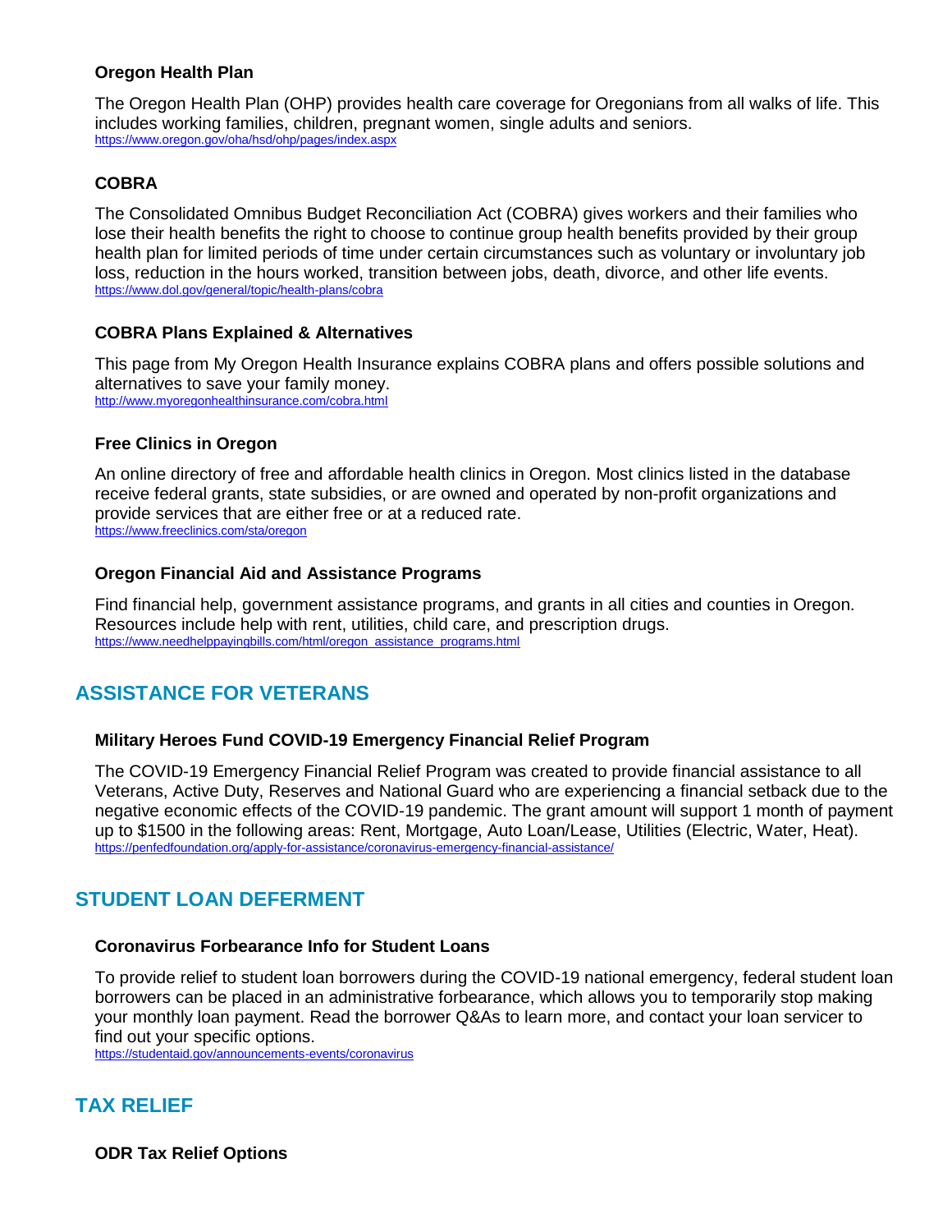### Oregon Health Plan

The Oregon Health Plan (OHP) provides health care coverage for Oregonians from all walks of life. This includes working families, children, pregnant women, single adults and seniors.
https://www.oregon.gov/oha/hsd/ohp/pages/index.aspx

### COBRA

The Consolidated Omnibus Budget Reconciliation Act (COBRA) gives workers and their families who lose their health benefits the right to choose to continue group health benefits provided by their group health plan for limited periods of time under certain circumstances such as voluntary or involuntary job loss, reduction in the hours worked, transition between jobs, death, divorce, and other life events.
https://www.dol.gov/general/topic/health-plans/cobra

### COBRA Plans Explained & Alternatives

This page from My Oregon Health Insurance explains COBRA plans and offers possible solutions and alternatives to save your family money.
http://www.myoregonhealthinsurance.com/cobra.html

### Free Clinics in Oregon

An online directory of free and affordable health clinics in Oregon. Most clinics listed in the database receive federal grants, state subsidies, or are owned and operated by non-profit organizations and provide services that are either free or at a reduced rate.
https://www.freeclinics.com/sta/oregon

### Oregon Financial Aid and Assistance Programs

Find financial help, government assistance programs, and grants in all cities and counties in Oregon. Resources include help with rent, utilities, child care, and prescription drugs.
https://www.needhelppayingbills.com/html/oregon_assistance_programs.html

## ASSISTANCE FOR VETERANS

### Military Heroes Fund COVID-19 Emergency Financial Relief Program

The COVID-19 Emergency Financial Relief Program was created to provide financial assistance to all Veterans, Active Duty, Reserves and National Guard who are experiencing a financial setback due to the negative economic effects of the COVID-19 pandemic. The grant amount will support 1 month of payment up to $1500 in the following areas: Rent, Mortgage, Auto Loan/Lease, Utilities (Electric, Water, Heat).
https://penfedfoundation.org/apply-for-assistance/coronavirus-emergency-financial-assistance/

## STUDENT LOAN DEFERMENT

### Coronavirus Forbearance Info for Student Loans

To provide relief to student loan borrowers during the COVID-19 national emergency, federal student loan borrowers can be placed in an administrative forbearance, which allows you to temporarily stop making your monthly loan payment. Read the borrower Q&As to learn more, and contact your loan servicer to find out your specific options.
https://studentaid.gov/announcements-events/coronavirus

## TAX RELIEF

### ODR Tax Relief Options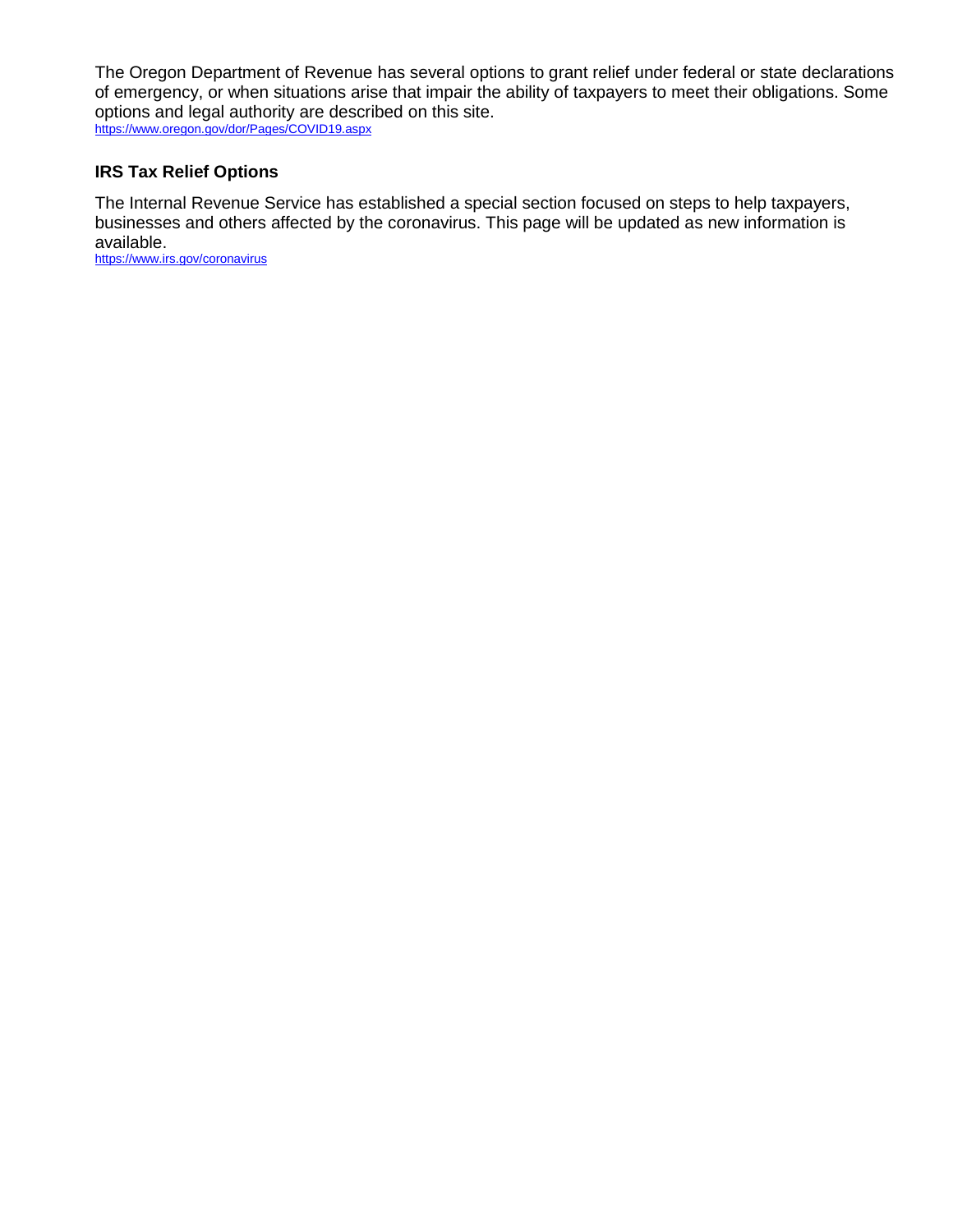The Oregon Department of Revenue has several options to grant relief under federal or state declarations of emergency, or when situations arise that impair the ability of taxpayers to meet their obligations. Some options and legal authority are described on this site.
https://www.oregon.gov/dor/Pages/COVID19.aspx

### IRS Tax Relief Options

The Internal Revenue Service has established a special section focused on steps to help taxpayers, businesses and others affected by the coronavirus. This page will be updated as new information is available.
https://www.irs.gov/coronavirus